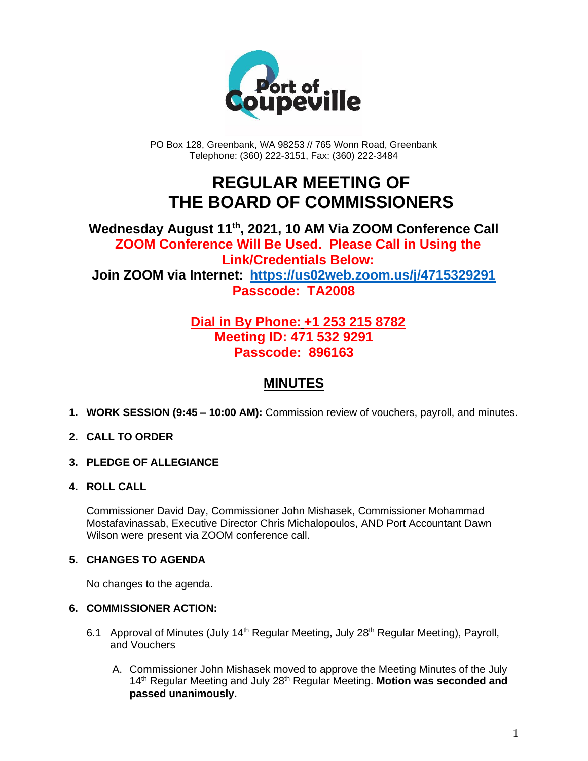PO Box 128, Greenbank, WA 98253 // 765 Wonn Road, Greenbank
Telephone: (360) 222-3151, Fax: (360) 222-3484

# REGULAR MEETING OF THE BOARD OF COMMISSIONERS

**Wednesday August 11th, 2021, 10 AM Via ZOOM Conference Call**
**ZOOM Conference Will Be Used. Please Call in Using the Link/Credentials Below:**
**Join ZOOM via Internet: https://us02web.zoom.us/j/4715329291**
**Passcode: TA2008**

**Dial in By Phone: +1 253 215 8782**
**Meeting ID: 471 532 9291**
**Passcode: 896163**

## MINUTES

1. **WORK SESSION (9:45 – 10:00 AM):** Commission review of vouchers, payroll, and minutes.

2. **CALL TO ORDER**

3. **PLEDGE OF ALLEGIANCE**

4. **ROLL CALL**

   Commissioner David Day, Commissioner John Mishasek, Commissioner Mohammad Mostafavinassab, Executive Director Chris Michalopoulos, AND Port Accountant Dawn Wilson were present via ZOOM conference call.

5. **CHANGES TO AGENDA**

   No changes to the agenda.

6. **COMMISSIONER ACTION:**

   6.1 Approval of Minutes (July 14th Regular Meeting, July 28th Regular Meeting), Payroll, and Vouchers

   A. Commissioner John Mishasek moved to approve the Meeting Minutes of the July 14th Regular Meeting and July 28th Regular Meeting. **Motion was seconded and passed unanimously.**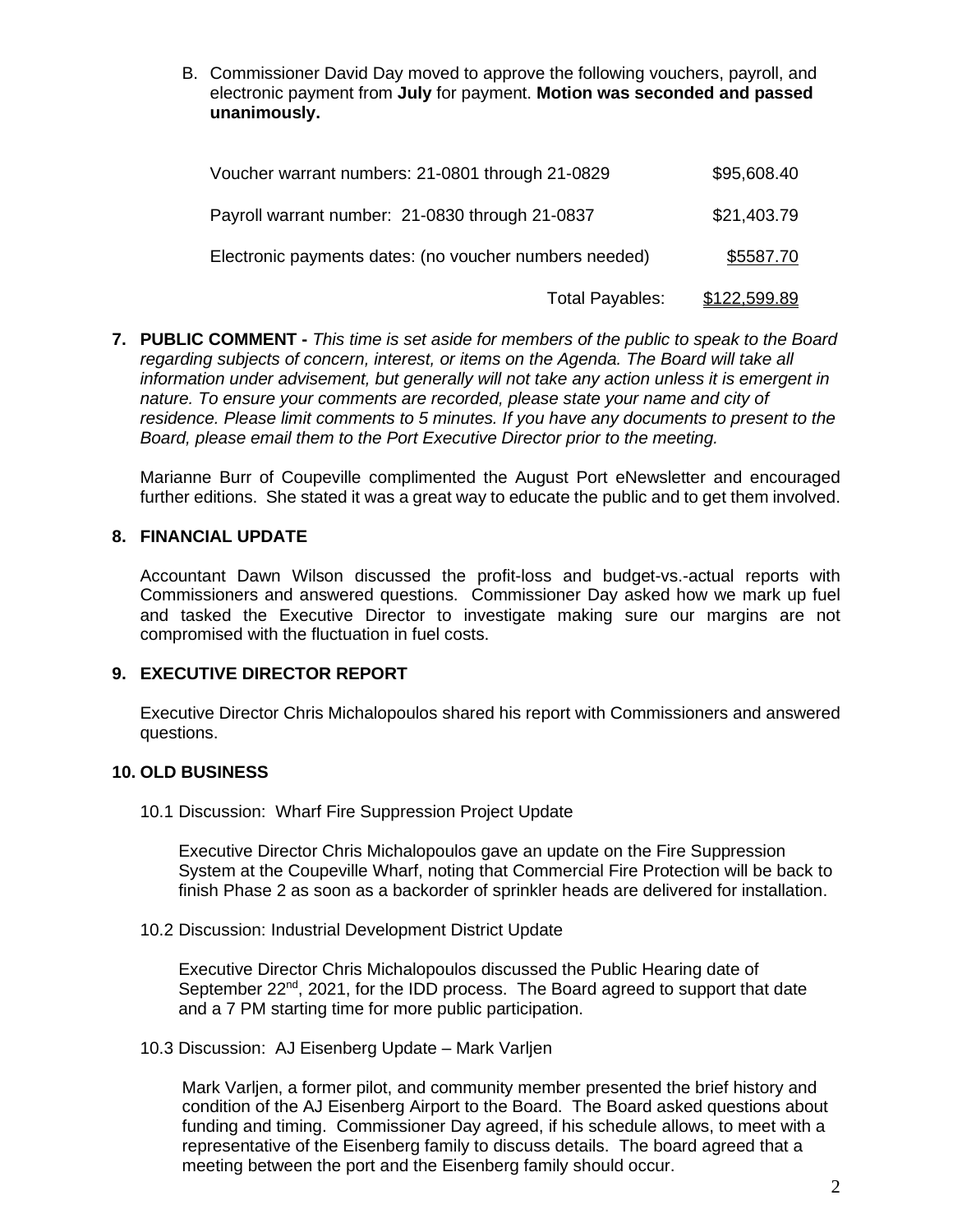B. Commissioner David Day moved to approve the following vouchers, payroll, and electronic payment from **July** for payment. **Motion was seconded and passed unanimously.**

| | |
|---|---|
| Voucher warrant numbers: 21-0801 through 21-0829 | $95,608.40 |
| Payroll warrant number: 21-0830 through 21-0837 | $21,403.79 |
| Electronic payments dates: (no voucher numbers needed) | $5587.70 |
| Total Payables: | $122,599.89 |

**7. PUBLIC COMMENT -** *This time is set aside for members of the public to speak to the Board regarding subjects of concern, interest, or items on the Agenda. The Board will take all information under advisement, but generally will not take any action unless it is emergent in nature. To ensure your comments are recorded, please state your name and city of residence. Please limit comments to 5 minutes. If you have any documents to present to the Board, please email them to the Port Executive Director prior to the meeting.*

Marianne Burr of Coupeville complimented the August Port eNewsletter and encouraged further editions. She stated it was a great way to educate the public and to get them involved.

**8. FINANCIAL UPDATE**

Accountant Dawn Wilson discussed the profit-loss and budget-vs.-actual reports with Commissioners and answered questions. Commissioner Day asked how we mark up fuel and tasked the Executive Director to investigate making sure our margins are not compromised with the fluctuation in fuel costs.

**9. EXECUTIVE DIRECTOR REPORT**

Executive Director Chris Michalopoulos shared his report with Commissioners and answered questions.

**10. OLD BUSINESS**

10.1 Discussion: Wharf Fire Suppression Project Update

Executive Director Chris Michalopoulos gave an update on the Fire Suppression System at the Coupeville Wharf, noting that Commercial Fire Protection will be back to finish Phase 2 as soon as a backorder of sprinkler heads are delivered for installation.

10.2 Discussion: Industrial Development District Update

Executive Director Chris Michalopoulos discussed the Public Hearing date of September 22nd, 2021, for the IDD process. The Board agreed to support that date and a 7 PM starting time for more public participation.

10.3 Discussion: AJ Eisenberg Update – Mark Varljen

Mark Varljen, a former pilot, and community member presented the brief history and condition of the AJ Eisenberg Airport to the Board. The Board asked questions about funding and timing. Commissioner Day agreed, if his schedule allows, to meet with a representative of the Eisenberg family to discuss details. The board agreed that a meeting between the port and the Eisenberg family should occur.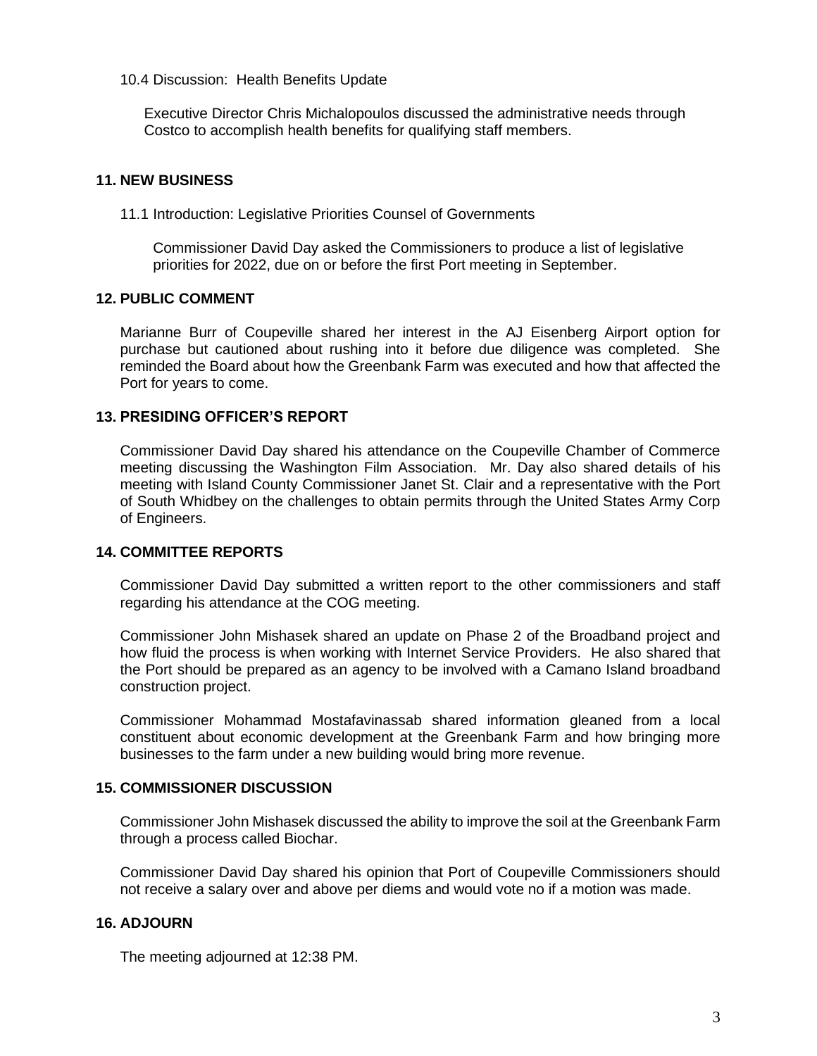10.4 Discussion: Health Benefits Update

Executive Director Chris Michalopoulos discussed the administrative needs through Costco to accomplish health benefits for qualifying staff members.

## 11. NEW BUSINESS

11.1 Introduction: Legislative Priorities Counsel of Governments

Commissioner David Day asked the Commissioners to produce a list of legislative priorities for 2022, due on or before the first Port meeting in September.

## 12. PUBLIC COMMENT

Marianne Burr of Coupeville shared her interest in the AJ Eisenberg Airport option for purchase but cautioned about rushing into it before due diligence was completed. She reminded the Board about how the Greenbank Farm was executed and how that affected the Port for years to come.

## 13. PRESIDING OFFICER'S REPORT

Commissioner David Day shared his attendance on the Coupeville Chamber of Commerce meeting discussing the Washington Film Association. Mr. Day also shared details of his meeting with Island County Commissioner Janet St. Clair and a representative with the Port of South Whidbey on the challenges to obtain permits through the United States Army Corp of Engineers.

## 14. COMMITTEE REPORTS

Commissioner David Day submitted a written report to the other commissioners and staff regarding his attendance at the COG meeting.

Commissioner John Mishasek shared an update on Phase 2 of the Broadband project and how fluid the process is when working with Internet Service Providers. He also shared that the Port should be prepared as an agency to be involved with a Camano Island broadband construction project.

Commissioner Mohammad Mostafavinassab shared information gleaned from a local constituent about economic development at the Greenbank Farm and how bringing more businesses to the farm under a new building would bring more revenue.

## 15. COMMISSIONER DISCUSSION

Commissioner John Mishasek discussed the ability to improve the soil at the Greenbank Farm through a process called Biochar.

Commissioner David Day shared his opinion that Port of Coupeville Commissioners should not receive a salary over and above per diems and would vote no if a motion was made.

## 16. ADJOURN

The meeting adjourned at 12:38 PM.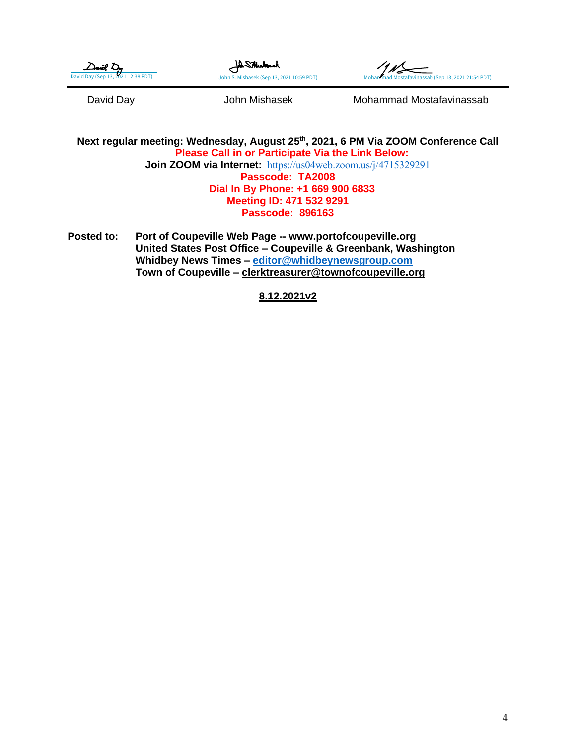| David Day (Sep 13, 2021 12:38 PDT) | John S. Mishasek (Sep 13, 2021 10:59 PDT) | Mohammad Mostafavinassab (Sep 13, 2021 21:54 PDT) |
|---|---|---|
| David Day | John Mishasek | Mohammad Mostafavinassab |

**Next regular meeting: Wednesday, August 25th, 2021, 6 PM Via ZOOM Conference Call**
**Please Call in or Participate Via the Link Below:**
**Join ZOOM via Internet:** https://us04web.zoom.us/j/4715329291
**Passcode: TA2008**
**Dial In By Phone: +1 669 900 6833**
**Meeting ID: 471 532 9291**
**Passcode: 896163**

**Posted to:** **Port of Coupeville Web Page -- www.portofcoupeville.org**
**United States Post Office – Coupeville & Greenbank, Washington**
**Whidbey News Times – editor@whidbeynewsgroup.com**
**Town of Coupeville – clerktreasurer@townofcoupeville.org**

**8.12.2021v2**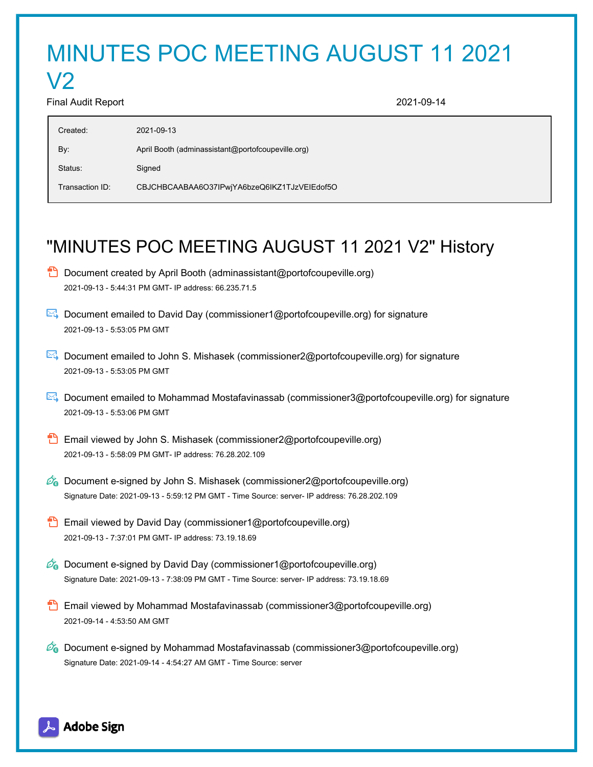# MINUTES POC MEETING AUGUST 11 2021 V2

Final Audit Report 2021-09-14

| | |
|---|---|
| Created: | 2021-09-13 |
| By: | April Booth (adminassistant@portofcoupeville.org) |
| Status: | Signed |
| Transaction ID: | CBJCHBCAABAA6O37IPwjYA6bzeQ6IKZ1TJzVEIEdof5O |

## "MINUTES POC MEETING AUGUST 11 2021 V2" History

- Document created by April Booth (adminassistant@portofcoupeville.org)
  2021-09-13 - 5:44:31 PM GMT- IP address: 66.235.71.5

- Document emailed to David Day (commissioner1@portofcoupeville.org) for signature
  2021-09-13 - 5:53:05 PM GMT

- Document emailed to John S. Mishasek (commissioner2@portofcoupeville.org) for signature
  2021-09-13 - 5:53:05 PM GMT

- Document emailed to Mohammad Mostafavinassab (commissioner3@portofcoupeville.org) for signature
  2021-09-13 - 5:53:06 PM GMT

- Email viewed by John S. Mishasek (commissioner2@portofcoupeville.org)
  2021-09-13 - 5:58:09 PM GMT- IP address: 76.28.202.109

- Document e-signed by John S. Mishasek (commissioner2@portofcoupeville.org)
  Signature Date: 2021-09-13 - 5:59:12 PM GMT - Time Source: server- IP address: 76.28.202.109

- Email viewed by David Day (commissioner1@portofcoupeville.org)
  2021-09-13 - 7:37:01 PM GMT- IP address: 73.19.18.69

- Document e-signed by David Day (commissioner1@portofcoupeville.org)
  Signature Date: 2021-09-13 - 7:38:09 PM GMT - Time Source: server- IP address: 73.19.18.69

- Email viewed by Mohammad Mostafavinassab (commissioner3@portofcoupeville.org)
  2021-09-14 - 4:53:50 AM GMT

- Document e-signed by Mohammad Mostafavinassab (commissioner3@portofcoupeville.org)
  Signature Date: 2021-09-14 - 4:54:27 AM GMT - Time Source: server

Adobe Sign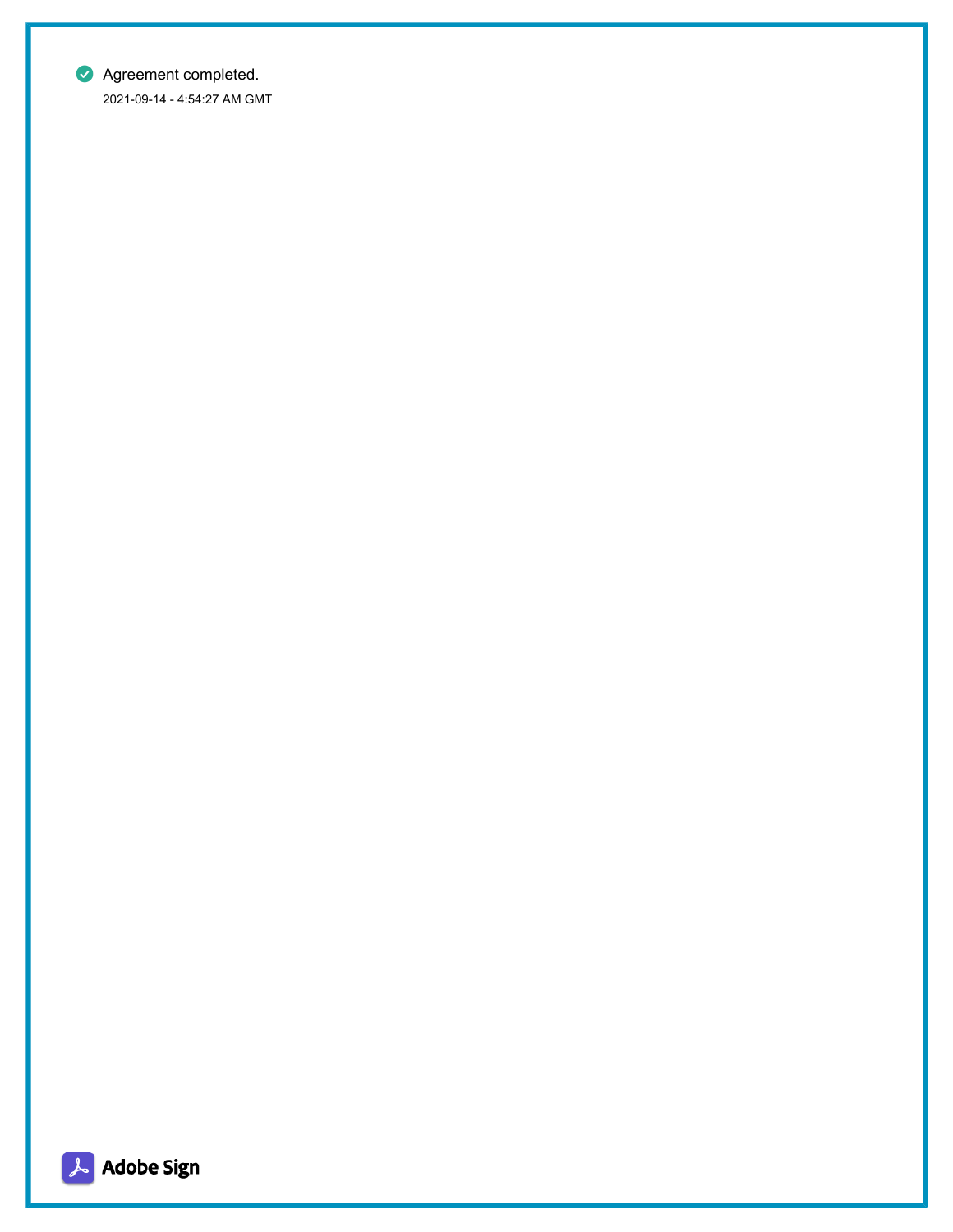Agreement completed.

2021-09-14 - 4:54:27 AM GMT

Adobe Sign